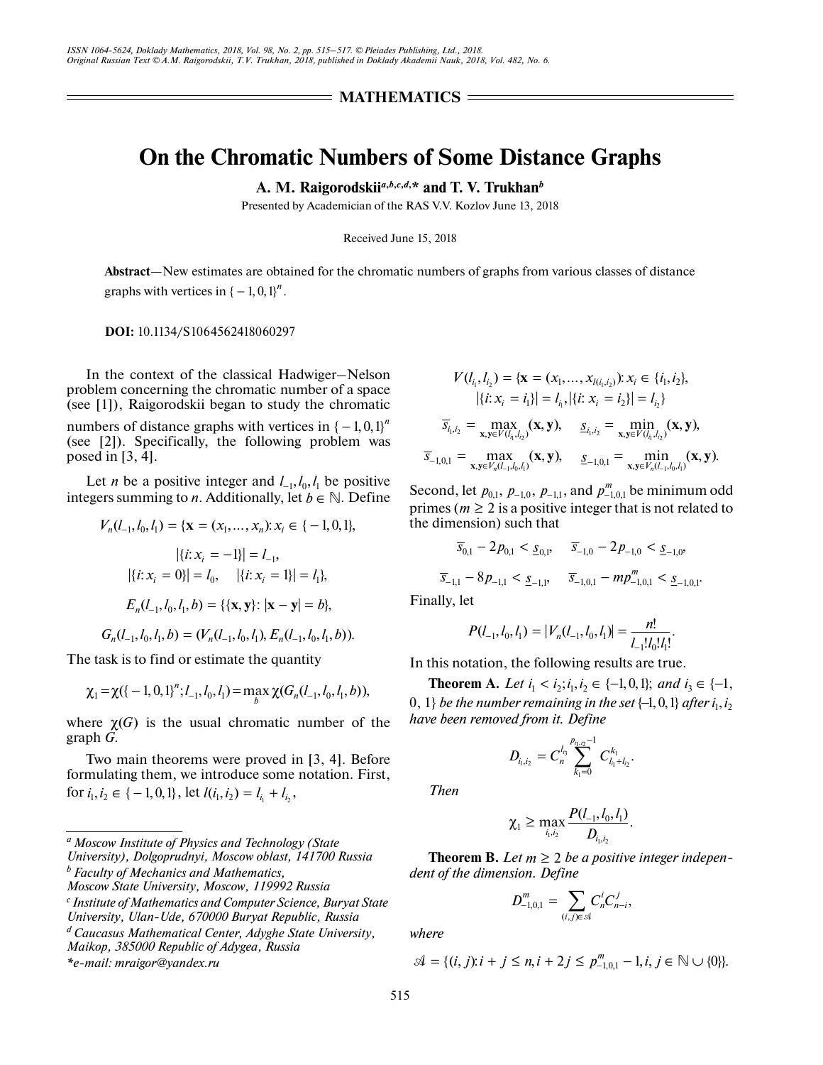## MATHEMATICS

# On the Chromatic Numbers of Some Distance Graphs

**A. M. Raigorodskii**[a,b,c,d,*] **and T. V. Trukhan**[b]

Presented by Academician of the RAS V.V. Kozlov June 13, 2018

Received June 15, 2018

**Abstract**—New estimates are obtained for the chromatic numbers of graphs from various classes of distance graphs with vertices in $\{-1, 0, 1\}^n$.

**DOI:** 10.1134/S1064562418060297

In the context of the classical Hadwiger–Nelson problem concerning the chromatic number of a space (see [1]), Raigorodskii began to study the chromatic numbers of distance graphs with vertices in $\{-1, 0, 1\}^n$ (see [2]). Specifically, the following problem was posed in [3, 4].

Let $n$ be a positive integer and $l_{-1}, l_0, l_1$ be positive integers summing to $n$. Additionally, let $b \in \mathbb{N}$. Define

$$V_n(l_{-1}, l_0, l_1) = \{\mathbf{x} = (x_1, \ldots, x_n) : x_i \in \{-1, 0, 1\},$$
$$|\{i : x_i = -1\}| = l_{-1},$$
$$|\{i : x_i = 0\}| = l_0, \quad |\{i : x_i = 1\}| = l_1\},$$
$$E_n(l_{-1}, l_0, l_1, b) = \{\{\mathbf{x}, \mathbf{y}\} : |\mathbf{x} - \mathbf{y}| = b\},$$
$$G_n(l_{-1}, l_0, l_1, b) = (V_n(l_{-1}, l_0, l_1), E_n(l_{-1}, l_0, l_1, b)).$$

The task is to find or estimate the quantity

$$\chi_1 = \chi(\{-1, 0, 1\}^n; l_{-1}, l_0, l_1) = \max_b \chi(G_n(l_{-1}, l_0, l_1, b)),$$

where $\chi(G)$ is the usual chromatic number of the graph $G$.

Two main theorems were proved in [3, 4]. Before formulating them, we introduce some notation. First, for $i_1, i_2 \in \{-1, 0, 1\}$, let $l(i_1, i_2) = l_{i_1} + l_{i_2}$,

$$V(l_{i_1}, l_{i_2}) = \{\mathbf{x} = (x_1, \ldots, x_{l(i_1, i_2)}) : x_i \in \{i_1, i_2\},$$
$$|\{i : x_i = i_1\}| = l_{i_1}, |\{i : x_i = i_2\}| = l_{i_2}\}$$

$$\overline{s}_{i_1, i_2} = \max_{\mathbf{x}, \mathbf{y} \in V(l_{i_1}, l_{i_2})} (\mathbf{x}, \mathbf{y}), \quad \underline{s}_{i_1, i_2} = \min_{\mathbf{x}, \mathbf{y} \in V(l_{i_1}, l_{i_2})} (\mathbf{x}, \mathbf{y}),$$

$$\overline{s}_{-1,0,1} = \max_{\mathbf{x}, \mathbf{y} \in V_n(l_{-1}, l_0, l_1)} (\mathbf{x}, \mathbf{y}), \quad \underline{s}_{-1,0,1} = \min_{\mathbf{x}, \mathbf{y} \in V_n(l_{-1}, l_0, l_1)} (\mathbf{x}, \mathbf{y}).$$

Second, let $p_{0,1}$, $p_{-1,0}$, $p_{-1,1}$, and $p^m_{-1,0,1}$ be minimum odd primes ($m \geq 2$ is a positive integer that is not related to the dimension) such that

$$\overline{s}_{0,1} - 2p_{0,1} < \underline{s}_{0,1}, \quad \overline{s}_{-1,0} - 2p_{-1,0} < \underline{s}_{-1,0},$$

$$\overline{s}_{-1,1} - 8p_{-1,1} < \underline{s}_{-1,1}, \quad \overline{s}_{-1,0,1} - mp^m_{-1,0,1} < \underline{s}_{-1,0,1}.$$

Finally, let

$$P(l_{-1}, l_0, l_1) = |V_n(l_{-1}, l_0, l_1)| = \frac{n!}{l_{-1}! l_0! l_1!}.$$

In this notation, the following results are true.

**Theorem A.** *Let $i_1 < i_2$; $i_1, i_2 \in \{-1, 0, 1\}$; and $i_3 \in \{-1, 0, 1\}$ be the number remaining in the set $\{-1, 0, 1\}$ after $i_1, i_2$ have been removed from it. Define*

$$D_{i_1, i_2} = C_n^{l_{i_3}} \sum_{k_1 = 0}^{p_{i_1, i_2} - 1} C^{k_1}_{l_{i_1} + l_{i_2}}.$$

*Then*

$$\chi_1 \geq \max_{i_1, i_2} \frac{P(l_{-1}, l_0, l_1)}{D_{i_1, i_2}}.$$

**Theorem B.** *Let $m \geq 2$ be a positive integer independent of the dimension. Define*

$$D^m_{-1,0,1} = \sum_{(i,j) \in \mathcal{A}} C_n^i C_{n-i}^j,$$

*where*

$$\mathcal{A} = \{(i, j) : i + j \leq n, i + 2j \leq p^m_{-1,0,1} - 1, i, j \in \mathbb{N} \cup \{0\}\}.$$

---

[a] *Moscow Institute of Physics and Technology (State University), Dolgoprudnyi, Moscow oblast, 141700 Russia*
[b] *Faculty of Mechanics and Mathematics, Moscow State University, Moscow, 119992 Russia*
[c] *Institute of Mathematics and Computer Science, Buryat State University, Ulan-Ude, 670000 Buryat Republic, Russia*
[d] *Caucasus Mathematical Center, Adyghe State University, Maikop, 385000 Republic of Adygea, Russia*
*e-mail: mraigor@yandex.ru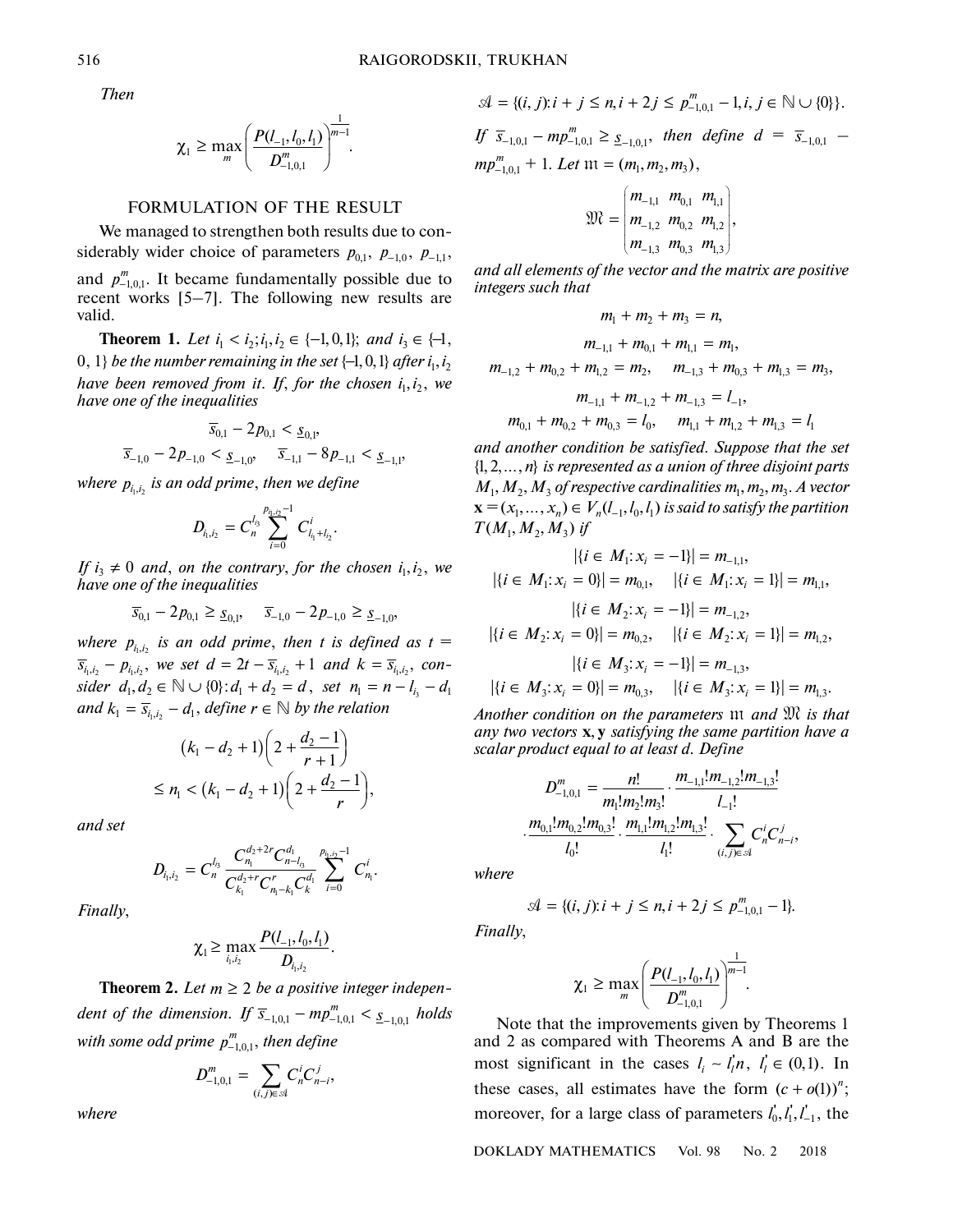*Then*

$$\chi_1 \geq \max_m \left( \frac{P(l_{-1}, l_0, l_1)}{D^m_{-1,0,1}} \right)^{\frac{1}{m-1}}.$$

## FORMULATION OF THE RESULT

We managed to strengthen both results due to considerably wider choice of parameters $p_{0,1}$, $p_{-1,0}$, $p_{-1,1}$, and $p^m_{-1,0,1}$. It became fundamentally possible due to recent works [5–7]. The following new results are valid.

**Theorem 1.** *Let $i_1 < i_2; i_1, i_2 \in \{-1, 0, 1\}$; and $i_3 \in \{-1, 0, 1\}$ be the number remaining in the set $\{-1, 0, 1\}$ after $i_1, i_2$ have been removed from it. If, for the chosen $i_1, i_2$, we have one of the inequalities*

$$\overline{s}_{0,1} - 2p_{0,1} < \underline{s}_{0,1},$$

$$\overline{s}_{-1,0} - 2p_{-1,0} < \underline{s}_{-1,0}, \quad \overline{s}_{-1,1} - 8p_{-1,1} < \underline{s}_{-1,1},$$

*where $p_{i_1,i_2}$ is an odd prime, then we define*

$$D_{i_1,i_2} = C_n^{l_{i_3}} \sum_{i=0}^{p_{i_1,i_2}-1} C^i_{l_{i_1}+l_{i_2}}.$$

*If $i_3 \neq 0$ and, on the contrary, for the chosen $i_1, i_2$, we have one of the inequalities*

$$\overline{s}_{0,1} - 2p_{0,1} \geq \underline{s}_{0,1}, \quad \overline{s}_{-1,0} - 2p_{-1,0} \geq \underline{s}_{-1,0},$$

*where $p_{i_1,i_2}$ is an odd prime, then $t$ is defined as $t = \overline{s}_{i_1,i_2} - p_{i_1,i_2}$, we set $d = 2t - \overline{s}_{i_1,i_2} + 1$ and $k = \overline{s}_{i_1,i_2}$, consider $d_1, d_2 \in \mathbb{N} \cup \{0\}: d_1 + d_2 = d$, set $n_1 = n - l_{i_3} - d_1$ and $k_1 = \overline{s}_{i_1,i_2} - d_1$, define $r \in \mathbb{N}$ by the relation*

$$(k_1 - d_2 + 1)\left(2 + \frac{d_2 - 1}{r + 1}\right)$$

$$\leq n_1 < (k_1 - d_2 + 1)\left(2 + \frac{d_2 - 1}{r}\right),$$

*and set*

$$D_{i_1,i_2} = C_n^{l_{i_3}} \frac{C_{n_1}^{d_2+2r} C^{d_1}_{n-l_{i_3}}}{C_{k_1}^{d_2+r} C^r_{n_1-k_1} C^{d_1}_k} \sum_{i=0}^{p_{i_1,i_2}-1} C^i_{n_1}.$$

*Finally,*

$$\chi_1 \geq \max_{i_1,i_2} \frac{P(l_{-1}, l_0, l_1)}{D_{i_1,i_2}}.$$

**Theorem 2.** *Let $m \geq 2$ be a positive integer independent of the dimension. If $\overline{s}_{-1,0,1} - mp^m_{-1,0,1} < \underline{s}_{-1,0,1}$ holds with some odd prime $p^m_{-1,0,1}$, then define*

$$D^m_{-1,0,1} = \sum_{(i,j)\in\mathcal{A}} C^i_n C^j_{n-i},$$

*where*

$$\mathcal{A} = \{(i, j): i + j \leq n, i + 2j \leq p^m_{-1,0,1} - 1, i, j \in \mathbb{N} \cup \{0\}\}.$$

*If $\overline{s}_{-1,0,1} - mp^m_{-1,0,1} \geq \underline{s}_{-1,0,1}$, then define $d = \overline{s}_{-1,0,1} - mp^m_{-1,0,1} + 1$. Let $\mathfrak{m} = (m_1, m_2, m_3)$,*

$$\mathfrak{M} = \begin{pmatrix} m_{-1,1} & m_{0,1} & m_{1,1} \\ m_{-1,2} & m_{0,2} & m_{1,2} \\ m_{-1,3} & m_{0,3} & m_{1,3} \end{pmatrix},$$

*and all elements of the vector and the matrix are positive integers such that*

$$m_1 + m_2 + m_3 = n,$$

$$m_{-1,1} + m_{0,1} + m_{1,1} = m_1,$$

$$m_{-1,2} + m_{0,2} + m_{1,2} = m_2, \quad m_{-1,3} + m_{0,3} + m_{1,3} = m_3,$$

$$m_{-1,1} + m_{-1,2} + m_{-1,3} = l_{-1},$$

$$m_{0,1} + m_{0,2} + m_{0,3} = l_0, \quad m_{1,1} + m_{1,2} + m_{1,3} = l_1$$

*and another condition be satisfied. Suppose that the set $\{1, 2, \ldots, n\}$ is represented as a union of three disjoint parts $M_1, M_2, M_3$ of respective cardinalities $m_1, m_2, m_3$. A vector $\mathbf{x} = (x_1, \ldots, x_n) \in V_n(l_{-1}, l_0, l_1)$ is said to satisfy the partition $T(M_1, M_2, M_3)$ if*

$$|\{i \in M_1: x_i = -1\}| = m_{-1,1},$$

$$|\{i \in M_1: x_i = 0\}| = m_{0,1}, \quad |\{i \in M_1: x_i = 1\}| = m_{1,1},$$

$$|\{i \in M_2: x_i = -1\}| = m_{-1,2},$$

$$|\{i \in M_2: x_i = 0\}| = m_{0,2}, \quad |\{i \in M_2: x_i = 1\}| = m_{1,2},$$

$$|\{i \in M_3: x_i = -1\}| = m_{-1,3},$$

$$|\{i \in M_3: x_i = 0\}| = m_{0,3}, \quad |\{i \in M_3: x_i = 1\}| = m_{1,3}.$$

*Another condition on the parameters $\mathfrak{m}$ and $\mathfrak{M}$ is that any two vectors $\mathbf{x}, \mathbf{y}$ satisfying the same partition have a scalar product equal to at least $d$. Define*

$$D^m_{-1,0,1} = \frac{n!}{m_1! m_2! m_3!} \cdot \frac{m_{-1,1}! m_{-1,2}! m_{-1,3}!}{l_{-1}!}$$

$$\cdot \frac{m_{0,1}! m_{0,2}! m_{0,3}!}{l_0!} \cdot \frac{m_{1,1}! m_{1,2}! m_{1,3}!}{l_1!} \cdot \sum_{(i,j)\in\mathcal{A}} C^i_n C^j_{n-i},$$

*where*

$$\mathcal{A} = \{(i, j): i + j \leq n, i + 2j \leq p^m_{-1,0,1} - 1\}.$$

*Finally,*

$$\chi_1 \geq \max_m \left( \frac{P(l_{-1}, l_0, l_1)}{D^m_{-1,0,1}} \right)^{\frac{1}{m-1}}.$$

Note that the improvements given by Theorems 1 and 2 as compared with Theorems A and B are the most significant in the cases $l_i \sim l'_i n$, $l'_i \in (0,1)$. In these cases, all estimates have the form $(c + o(1))^n$; moreover, for a large class of parameters $l'_0, l'_1, l'_{-1}$, the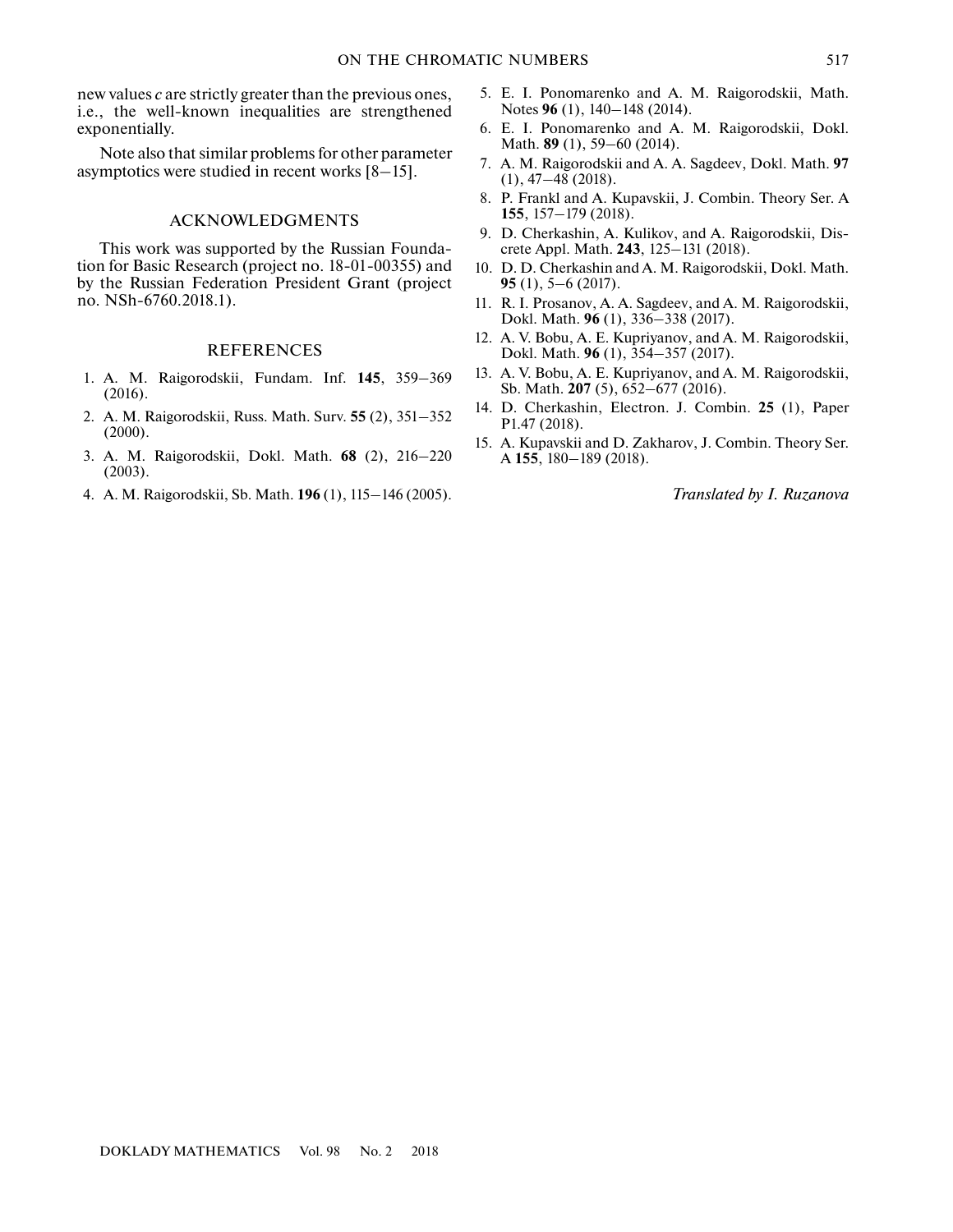new values $c$ are strictly greater than the previous ones, i.e., the well-known inequalities are strengthened exponentially.

Note also that similar problems for other parameter asymptotics were studied in recent works [8–15].

## ACKNOWLEDGMENTS

This work was supported by the Russian Foundation for Basic Research (project no. 18-01-00355) and by the Russian Federation President Grant (project no. NSh-6760.2018.1).

## REFERENCES

1. A. M. Raigorodskii, Fundam. Inf. **145**, 359–369 (2016).
2. A. M. Raigorodskii, Russ. Math. Surv. **55** (2), 351–352 (2000).
3. A. M. Raigorodskii, Dokl. Math. **68** (2), 216–220 (2003).
4. A. M. Raigorodskii, Sb. Math. **196** (1), 115–146 (2005).
5. E. I. Ponomarenko and A. M. Raigorodskii, Math. Notes **96** (1), 140–148 (2014).
6. E. I. Ponomarenko and A. M. Raigorodskii, Dokl. Math. **89** (1), 59–60 (2014).
7. A. M. Raigorodskii and A. A. Sagdeev, Dokl. Math. **97** (1), 47–48 (2018).
8. P. Frankl and A. Kupavskii, J. Combin. Theory Ser. A **155**, 157–179 (2018).
9. D. Cherkashin, A. Kulikov, and A. Raigorodskii, Discrete Appl. Math. **243**, 125–131 (2018).
10. D. D. Cherkashin and A. M. Raigorodskii, Dokl. Math. **95** (1), 5–6 (2017).
11. R. I. Prosanov, A. A. Sagdeev, and A. M. Raigorodskii, Dokl. Math. **96** (1), 336–338 (2017).
12. A. V. Bobu, A. E. Kupriyanov, and A. M. Raigorodskii, Dokl. Math. **96** (1), 354–357 (2017).
13. A. V. Bobu, A. E. Kupriyanov, and A. M. Raigorodskii, Sb. Math. **207** (5), 652–677 (2016).
14. D. Cherkashin, Electron. J. Combin. **25** (1), Paper P1.47 (2018).
15. A. Kupavskii and D. Zakharov, J. Combin. Theory Ser. A **155**, 180–189 (2018).

*Translated by I. Ruzanova*